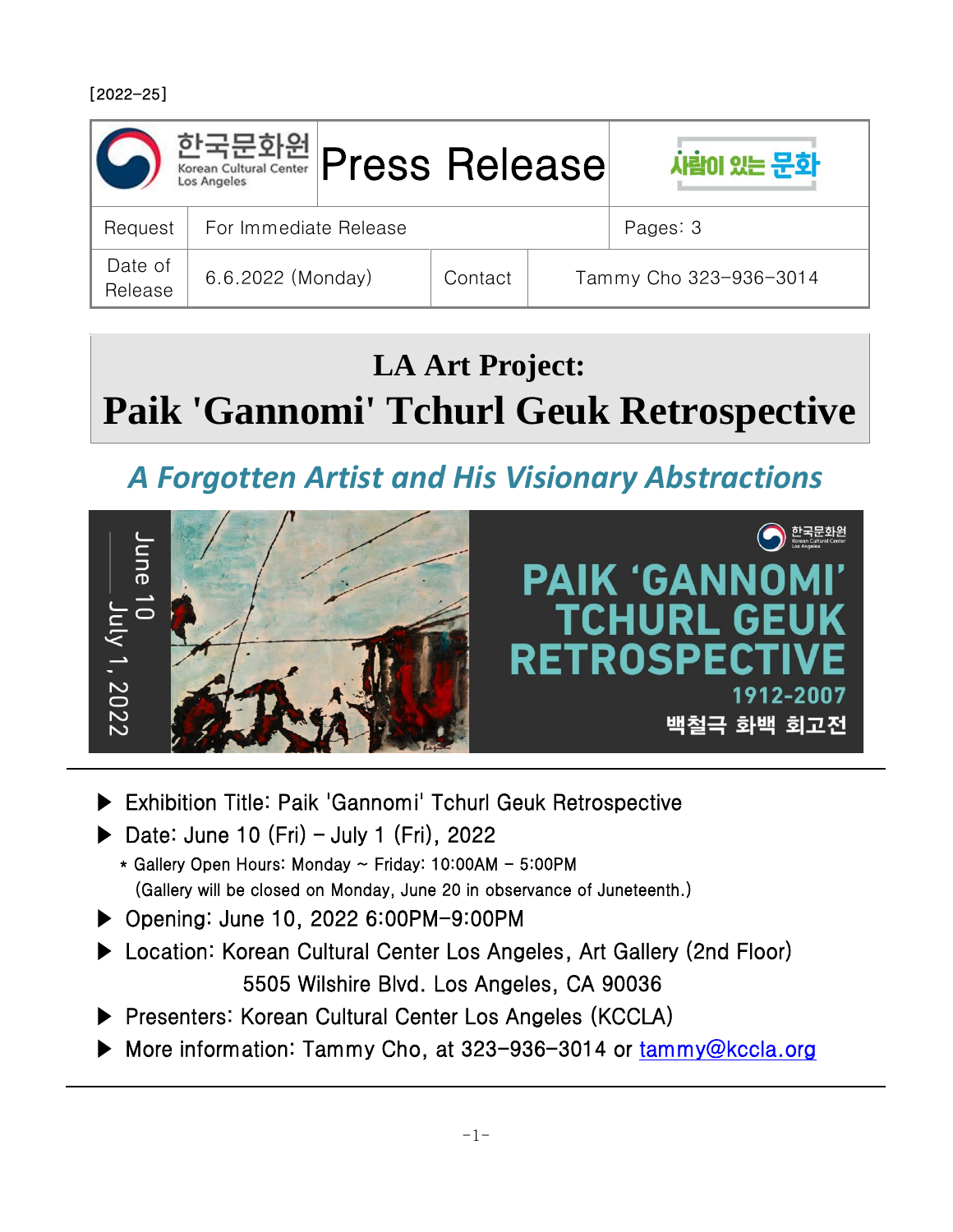[2022-25]

| 한국문화원 Korean Cultural Center Los Angeles | Press Release | | 사람이 있는 문화 |
|---|---|---|---|
| Request | For Immediate Release | | Pages: 3 |
| Date of Release | 6.6.2022 (Monday) | Contact | Tammy Cho 323-936-3014 |

# LA Art Project: Paik 'Gannomi' Tchurl Geuk Retrospective

## *A Forgotten Artist and His Visionary Abstractions*

June 10 — July 1, 2022

PAIK 'GANNOMI' TCHURL GEUK RETROSPECTIVE 1912-2007

백철극 화백 회고전

---

- ▶ Exhibition Title: Paik 'Gannomi' Tchurl Geuk Retrospective
- ▶ Date: June 10 (Fri) – July 1 (Fri), 2022
  - \* Gallery Open Hours: Monday ~ Friday: 10:00AM – 5:00PM
  - (Gallery will be closed on Monday, June 20 in observance of Juneteenth.)
- ▶ Opening: June 10, 2022 6:00PM-9:00PM
- ▶ Location: Korean Cultural Center Los Angeles, Art Gallery (2nd Floor)
  5505 Wilshire Blvd. Los Angeles, CA 90036
- ▶ Presenters: Korean Cultural Center Los Angeles (KCCLA)
- ▶ More information: Tammy Cho, at 323-936-3014 or tammy@kccla.org

---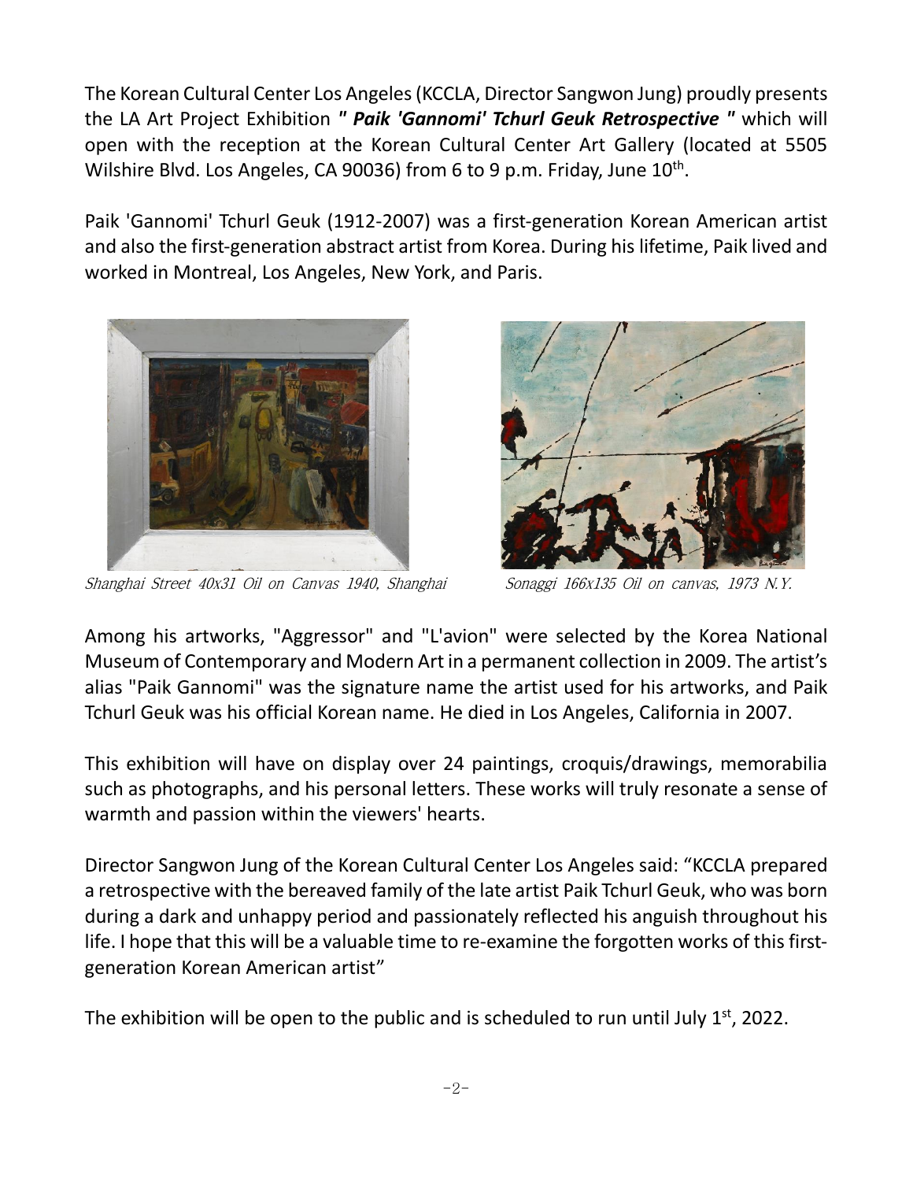The Korean Cultural Center Los Angeles (KCCLA, Director Sangwon Jung) proudly presents the LA Art Project Exhibition ***" Paik 'Gannomi' Tchurl Geuk Retrospective "*** which will open with the reception at the Korean Cultural Center Art Gallery (located at 5505 Wilshire Blvd. Los Angeles, CA 90036) from 6 to 9 p.m. Friday, June 10th.

Paik 'Gannomi' Tchurl Geuk (1912-2007) was a first-generation Korean American artist and also the first-generation abstract artist from Korea. During his lifetime, Paik lived and worked in Montreal, Los Angeles, New York, and Paris.

*Shanghai Street 40x31 Oil on Canvas 1940, Shanghai*

*Sonaggi 166x135 Oil on canvas, 1973 N.Y.*

Among his artworks, "Aggressor" and "L'avion" were selected by the Korea National Museum of Contemporary and Modern Art in a permanent collection in 2009. The artist's alias "Paik Gannomi" was the signature name the artist used for his artworks, and Paik Tchurl Geuk was his official Korean name. He died in Los Angeles, California in 2007.

This exhibition will have on display over 24 paintings, croquis/drawings, memorabilia such as photographs, and his personal letters. These works will truly resonate a sense of warmth and passion within the viewers' hearts.

Director Sangwon Jung of the Korean Cultural Center Los Angeles said: "KCCLA prepared a retrospective with the bereaved family of the late artist Paik Tchurl Geuk, who was born during a dark and unhappy period and passionately reflected his anguish throughout his life. I hope that this will be a valuable time to re-examine the forgotten works of this first-generation Korean American artist"

The exhibition will be open to the public and is scheduled to run until July 1st, 2022.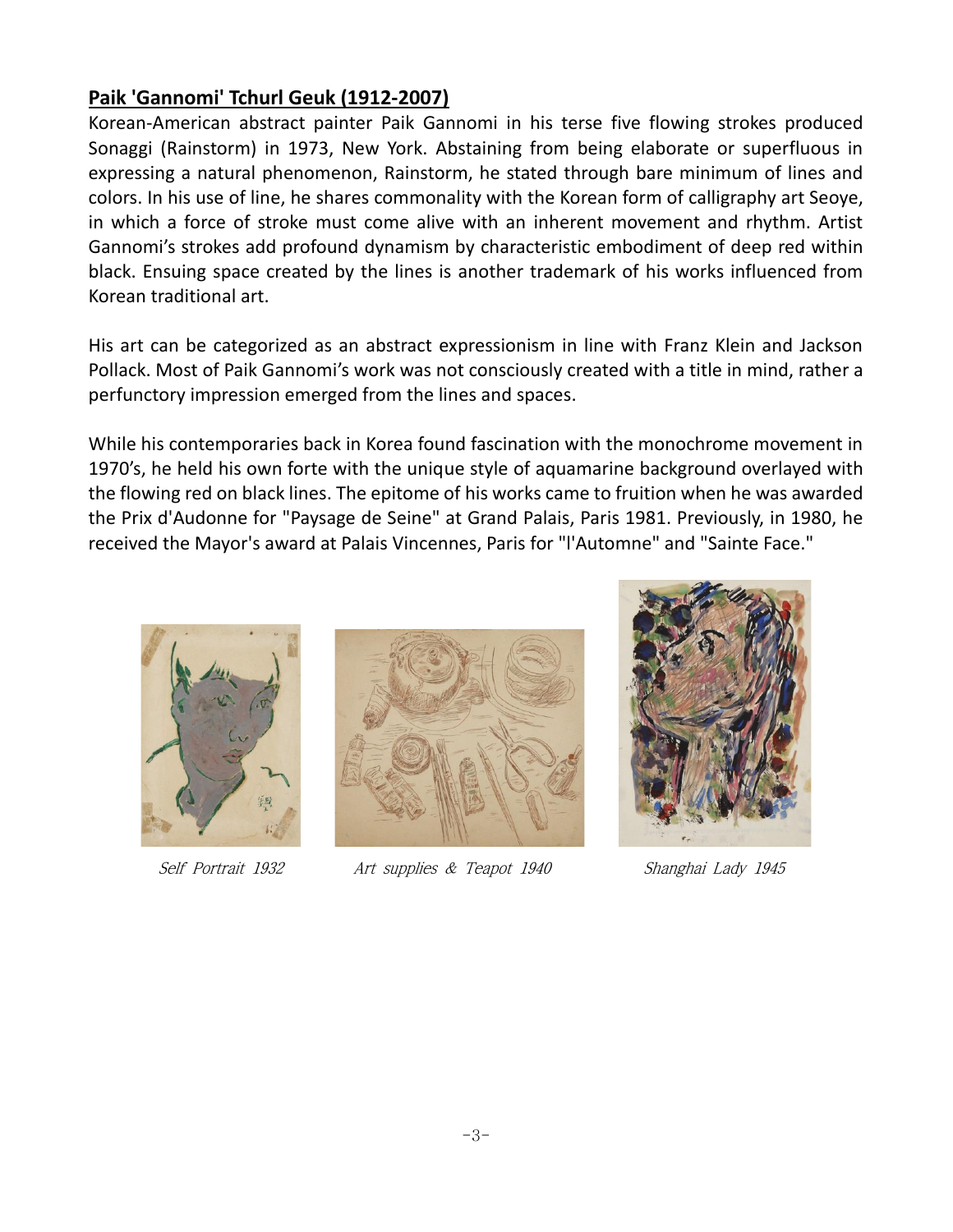**Paik 'Gannomi' Tchurl Geuk (1912-2007)**

Korean-American abstract painter Paik Gannomi in his terse five flowing strokes produced Sonaggi (Rainstorm) in 1973, New York. Abstaining from being elaborate or superfluous in expressing a natural phenomenon, Rainstorm, he stated through bare minimum of lines and colors. In his use of line, he shares commonality with the Korean form of calligraphy art Seoye, in which a force of stroke must come alive with an inherent movement and rhythm. Artist Gannomi's strokes add profound dynamism by characteristic embodiment of deep red within black. Ensuing space created by the lines is another trademark of his works influenced from Korean traditional art.

His art can be categorized as an abstract expressionism in line with Franz Klein and Jackson Pollack. Most of Paik Gannomi's work was not consciously created with a title in mind, rather a perfunctory impression emerged from the lines and spaces.

While his contemporaries back in Korea found fascination with the monochrome movement in 1970's, he held his own forte with the unique style of aquamarine background overlayed with the flowing red on black lines. The epitome of his works came to fruition when he was awarded the Prix d'Audonne for "Paysage de Seine" at Grand Palais, Paris 1981. Previously, in 1980, he received the Mayor's award at Palais Vincennes, Paris for "l'Automne" and "Sainte Face."

*Self Portrait 1932*

*Art supplies & Teapot 1940*

*Shanghai Lady 1945*